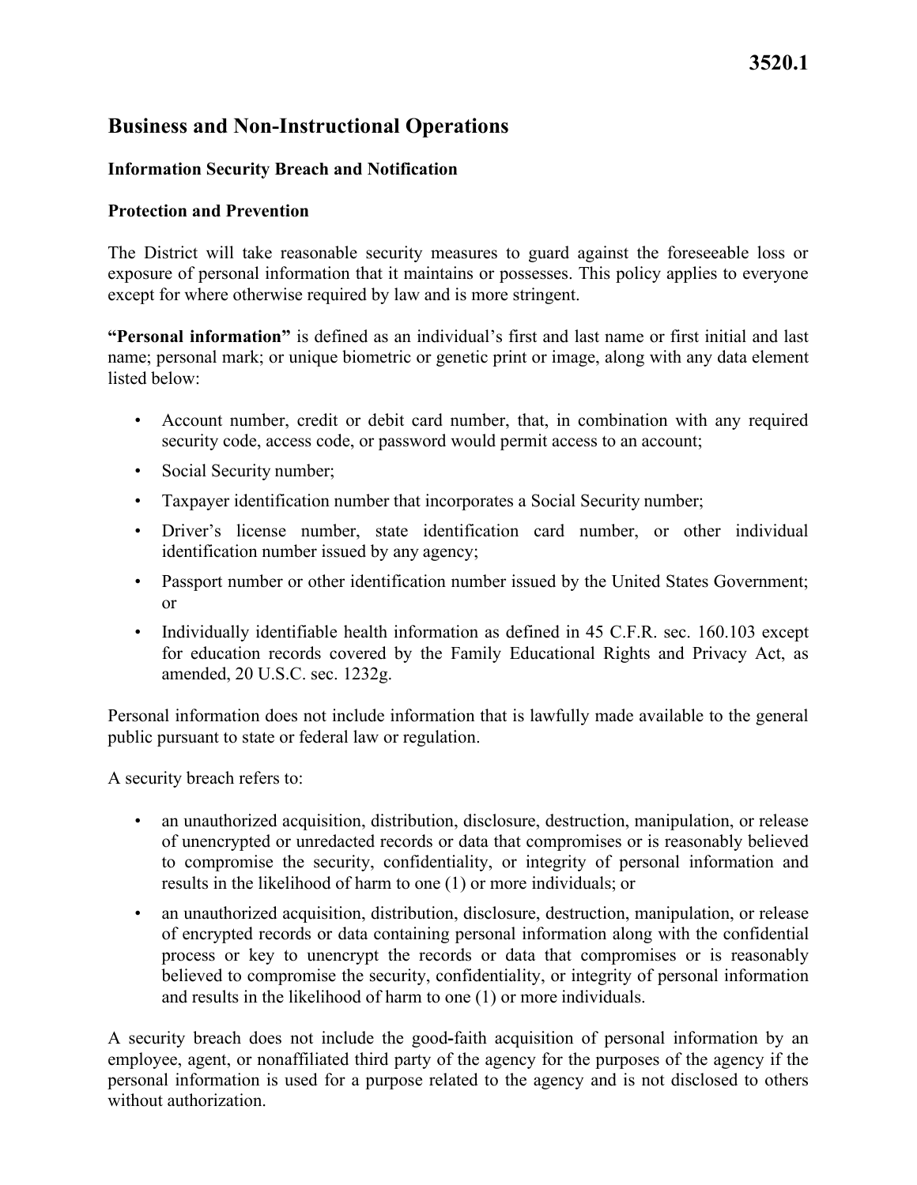# 3520.1

## Business and Non-Instructional Operations

### Information Security Breach and Notification

### Protection and Prevention

The District will take reasonable security measures to guard against the foreseeable loss or exposure of personal information that it maintains or possesses. This policy applies to everyone except for where otherwise required by law and is more stringent.

**"Personal information"** is defined as an individual's first and last name or first initial and last name; personal mark; or unique biometric or genetic print or image, along with any data element listed below:

- Account number, credit or debit card number, that, in combination with any required security code, access code, or password would permit access to an account;
- Social Security number;
- Taxpayer identification number that incorporates a Social Security number;
- Driver's license number, state identification card number, or other individual identification number issued by any agency;
- Passport number or other identification number issued by the United States Government; or
- Individually identifiable health information as defined in 45 C.F.R. sec. 160.103 except for education records covered by the Family Educational Rights and Privacy Act, as amended, 20 U.S.C. sec. 1232g.

Personal information does not include information that is lawfully made available to the general public pursuant to state or federal law or regulation.

A security breach refers to:

- an unauthorized acquisition, distribution, disclosure, destruction, manipulation, or release of unencrypted or unredacted records or data that compromises or is reasonably believed to compromise the security, confidentiality, or integrity of personal information and results in the likelihood of harm to one (1) or more individuals; or
- an unauthorized acquisition, distribution, disclosure, destruction, manipulation, or release of encrypted records or data containing personal information along with the confidential process or key to unencrypt the records or data that compromises or is reasonably believed to compromise the security, confidentiality, or integrity of personal information and results in the likelihood of harm to one (1) or more individuals.

A security breach does not include the good-faith acquisition of personal information by an employee, agent, or nonaffiliated third party of the agency for the purposes of the agency if the personal information is used for a purpose related to the agency and is not disclosed to others without authorization.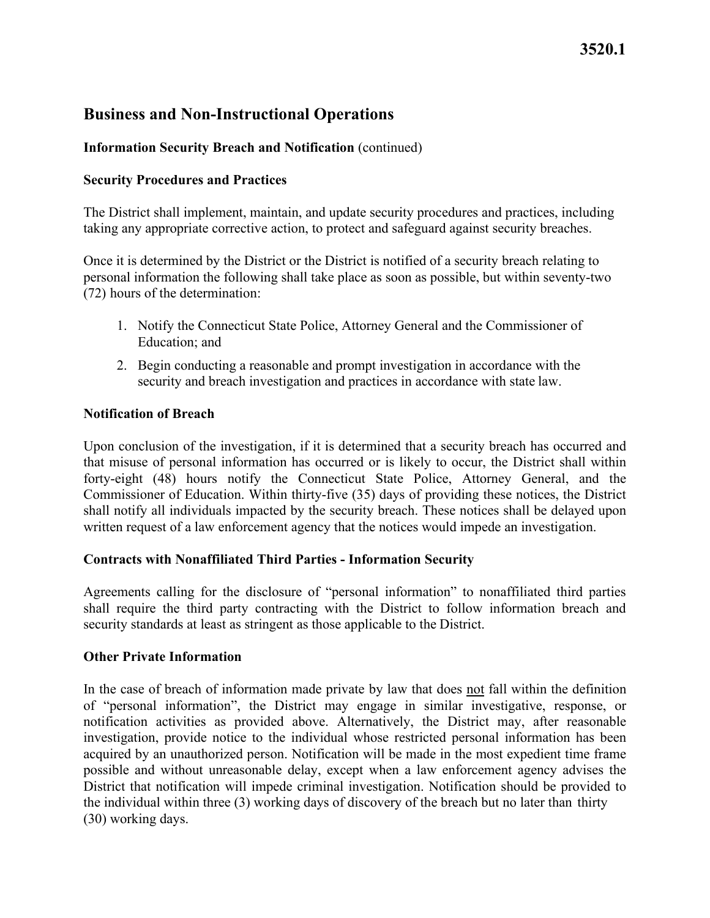# Business and Non-Instructional Operations

**Information Security Breach and Notification** (continued)

## Security Procedures and Practices

The District shall implement, maintain, and update security procedures and practices, including taking any appropriate corrective action, to protect and safeguard against security breaches.

Once it is determined by the District or the District is notified of a security breach relating to personal information the following shall take place as soon as possible, but within seventy-two (72) hours of the determination:

1. Notify the Connecticut State Police, Attorney General and the Commissioner of Education; and
2. Begin conducting a reasonable and prompt investigation in accordance with the security and breach investigation and practices in accordance with state law.

## Notification of Breach

Upon conclusion of the investigation, if it is determined that a security breach has occurred and that misuse of personal information has occurred or is likely to occur, the District shall within forty-eight (48) hours notify the Connecticut State Police, Attorney General, and the Commissioner of Education. Within thirty-five (35) days of providing these notices, the District shall notify all individuals impacted by the security breach. These notices shall be delayed upon written request of a law enforcement agency that the notices would impede an investigation.

## Contracts with Nonaffiliated Third Parties - Information Security

Agreements calling for the disclosure of "personal information" to nonaffiliated third parties shall require the third party contracting with the District to follow information breach and security standards at least as stringent as those applicable to the District.

## Other Private Information

In the case of breach of information made private by law that does not fall within the definition of "personal information", the District may engage in similar investigative, response, or notification activities as provided above. Alternatively, the District may, after reasonable investigation, provide notice to the individual whose restricted personal information has been acquired by an unauthorized person. Notification will be made in the most expedient time frame possible and without unreasonable delay, except when a law enforcement agency advises the District that notification will impede criminal investigation. Notification should be provided to the individual within three (3) working days of discovery of the breach but no later than thirty (30) working days.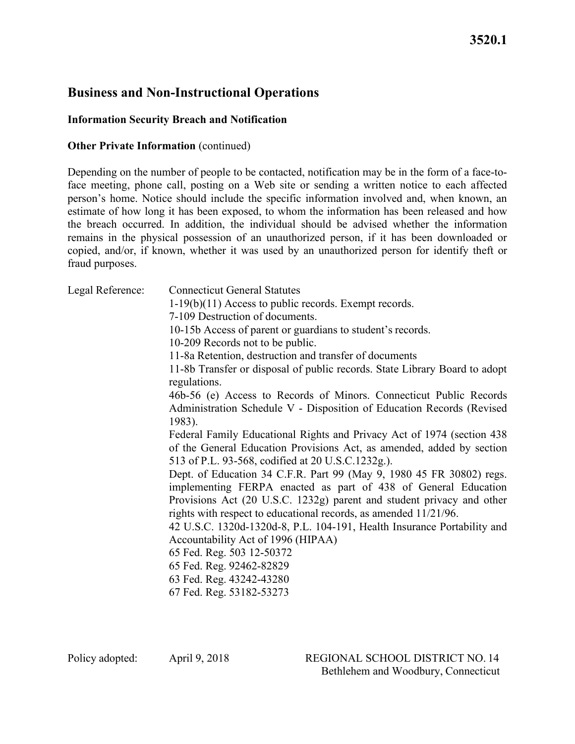## Business and Non-Instructional Operations

### Information Security Breach and Notification

**Other Private Information** (continued)

Depending on the number of people to be contacted, notification may be in the form of a face-to-face meeting, phone call, posting on a Web site or sending a written notice to each affected person's home. Notice should include the specific information involved and, when known, an estimate of how long it has been exposed, to whom the information has been released and how the breach occurred. In addition, the individual should be advised whether the information remains in the physical possession of an unauthorized person, if it has been downloaded or copied, and/or, if known, whether it was used by an unauthorized person for identify theft or fraud purposes.

Legal Reference: Connecticut General Statutes

1-19(b)(11) Access to public records. Exempt records.

7-109 Destruction of documents.

10-15b Access of parent or guardians to student's records.

10-209 Records not to be public.

11-8a Retention, destruction and transfer of documents

11-8b Transfer or disposal of public records. State Library Board to adopt regulations.

46b-56 (e) Access to Records of Minors. Connecticut Public Records Administration Schedule V - Disposition of Education Records (Revised 1983).

Federal Family Educational Rights and Privacy Act of 1974 (section 438 of the General Education Provisions Act, as amended, added by section 513 of P.L. 93-568, codified at 20 U.S.C.1232g.).

Dept. of Education 34 C.F.R. Part 99 (May 9, 1980 45 FR 30802) regs. implementing FERPA enacted as part of 438 of General Education Provisions Act (20 U.S.C. 1232g) parent and student privacy and other rights with respect to educational records, as amended 11/21/96.

42 U.S.C. 1320d-1320d-8, P.L. 104-191, Health Insurance Portability and Accountability Act of 1996 (HIPAA)

65 Fed. Reg. 503 12-50372

65 Fed. Reg. 92462-82829

63 Fed. Reg. 43242-43280

67 Fed. Reg. 53182-53273

Policy adopted: April 9, 2018

REGIONAL SCHOOL DISTRICT NO. 14
Bethlehem and Woodbury, Connecticut